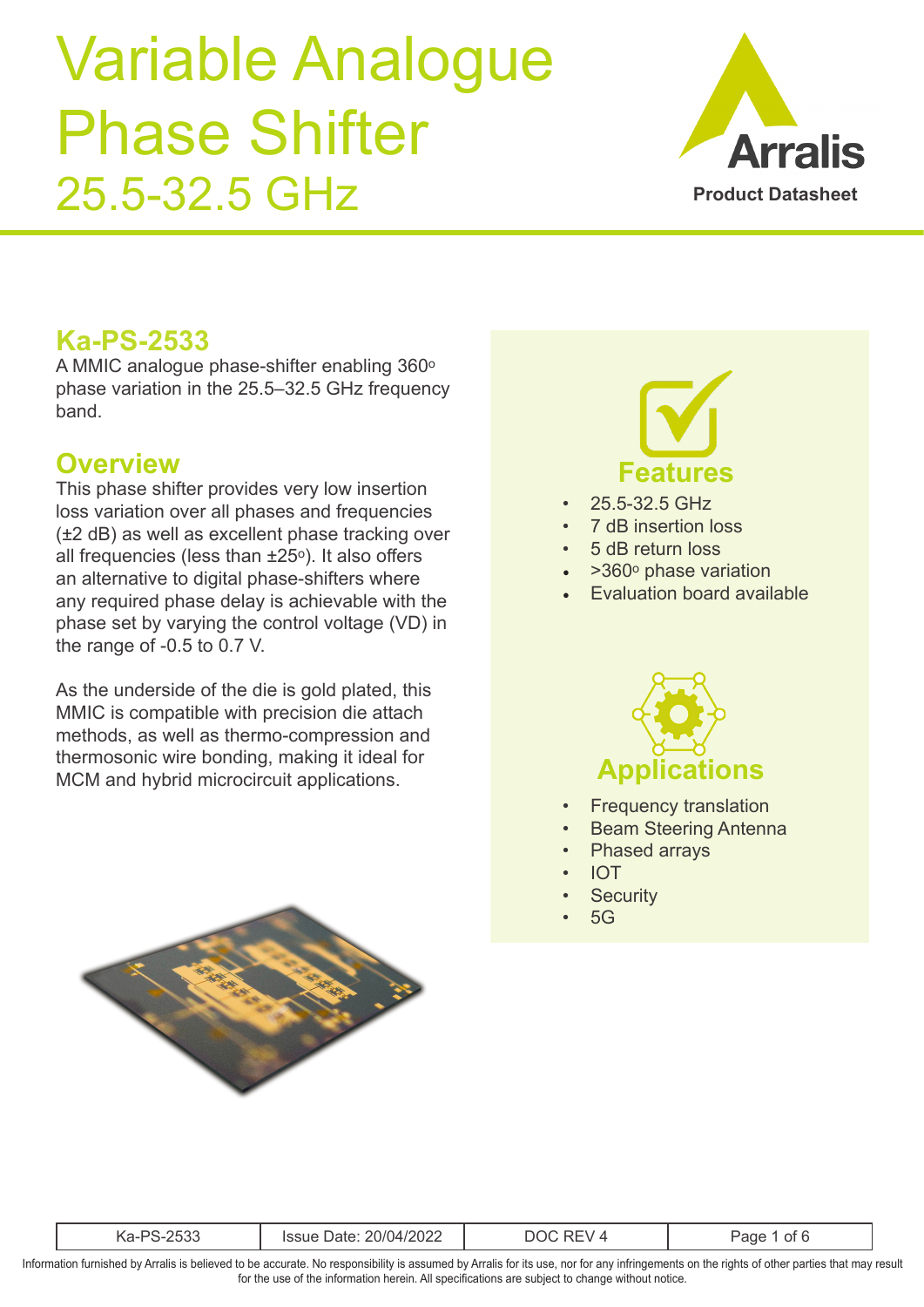# Variable Analogue Phase Shifter 25.5-32.5 GHz

Arralis Product Datasheet

## Ka-PS-2533

A MMIC analogue phase-shifter enabling 360° phase variation in the 25.5–32.5 GHz frequency band.

## Overview

This phase shifter provides very low insertion loss variation over all phases and frequencies (±2 dB) as well as excellent phase tracking over all frequencies (less than ±25°). It also offers an alternative to digital phase-shifters where any required phase delay is achievable with the phase set by varying the control voltage (VD) in the range of -0.5 to 0.7 V.

As the underside of the die is gold plated, this MMIC is compatible with precision die attach methods, as well as thermo-compression and thermosonic wire bonding, making it ideal for MCM and hybrid microcircuit applications.

## Features

- 25.5-32.5 GHz
- 7 dB insertion loss
- 5 dB return loss
- >360° phase variation
- Evaluation board available

## Applications

- Frequency translation
- Beam Steering Antenna
- Phased arrays
- IOT
- Security
- 5G

| Ka-PS-2533 | Issue Date: 20/04/2022 | DOC REV 4 |
|---|---|---|

Information furnished by Arralis is believed to be accurate. No responsibility is assumed by Arralis for its use, nor for any infringements on the rights of other parties that may result for the use of the information herein. All specifications are subject to change without notice.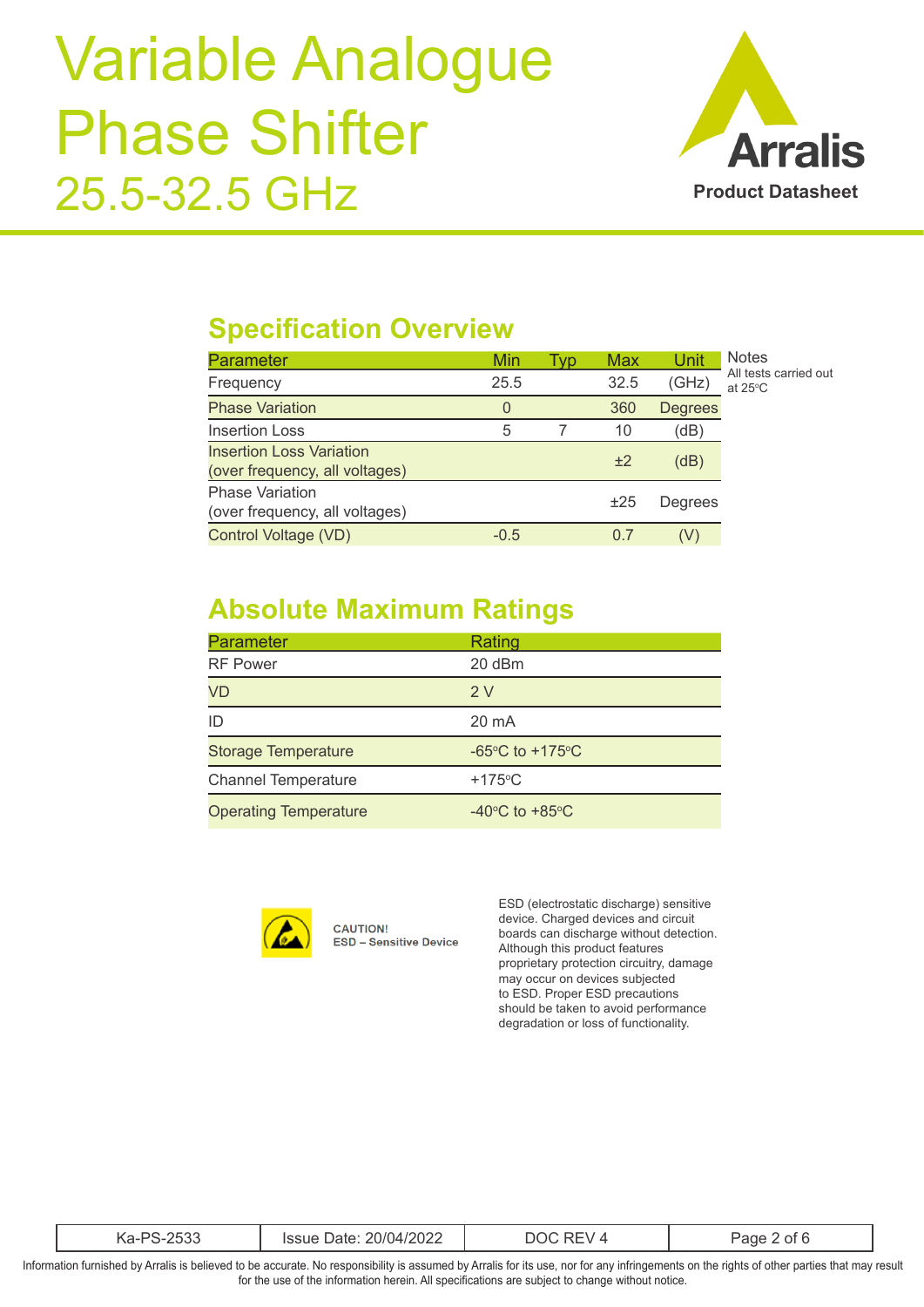# Variable Analogue Phase Shifter 25.5-32.5 GHz

Arralis
Product Datasheet

## Specification Overview

| Parameter | Min | Typ | Max | Unit |
|---|---|---|---|---|
| Frequency | 25.5 | | 32.5 | (GHz) |
| Phase Variation | 0 | | 360 | Degrees |
| Insertion Loss | 5 | 7 | 10 | (dB) |
| Insertion Loss Variation (over frequency, all voltages) | | | ±2 | (dB) |
| Phase Variation (over frequency, all voltages) | | | ±25 | Degrees |
| Control Voltage (VD) | -0.5 | | 0.7 | (V) |

Notes
All tests carried out at 25°C

## Absolute Maximum Ratings

| Parameter | Rating |
|---|---|
| RF Power | 20 dBm |
| VD | 2 V |
| ID | 20 mA |
| Storage Temperature | -65°C to +175°C |
| Channel Temperature | +175°C |
| Operating Temperature | -40°C to +85°C |

**CAUTION!**
**ESD – Sensitive Device**

ESD (electrostatic discharge) sensitive device. Charged devices and circuit boards can discharge without detection. Although this product features proprietary protection circuitry, damage may occur on devices subjected to ESD. Proper ESD precautions should be taken to avoid performance degradation or loss of functionality.

| Ka-PS-2533 | Issue Date: 20/04/2022 | DOC REV 4 |
|---|---|---|

Information furnished by Arralis is believed to be accurate. No responsibility is assumed by Arralis for its use, nor for any infringements on the rights of other parties that may result for the use of the information herein. All specifications are subject to change without notice.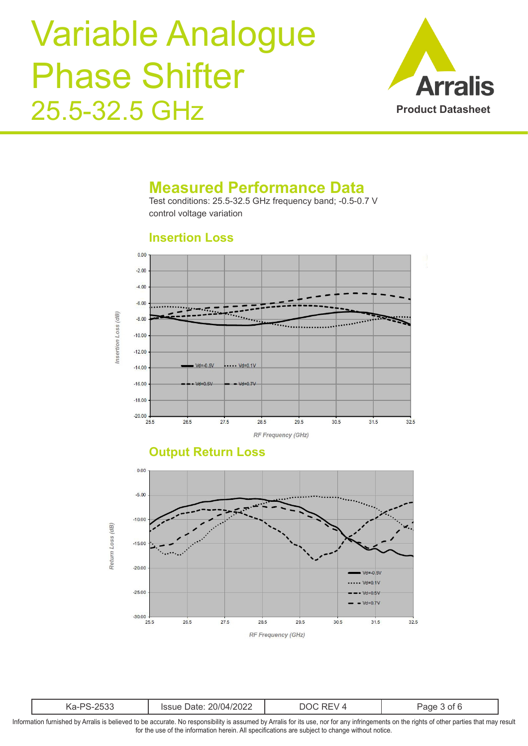## Measured Performance Data

Test conditions: 25.5-32.5 GHz frequency band; -0.5-0.7 V control voltage variation

### Insertion Loss

### Output Return Loss

Information furnished by Arralis is believed to be accurate. No responsibility is assumed by Arralis for its use, nor for any infringements on the rights of other parties that may result for the use of the information herein. All specifications are subject to change without notice.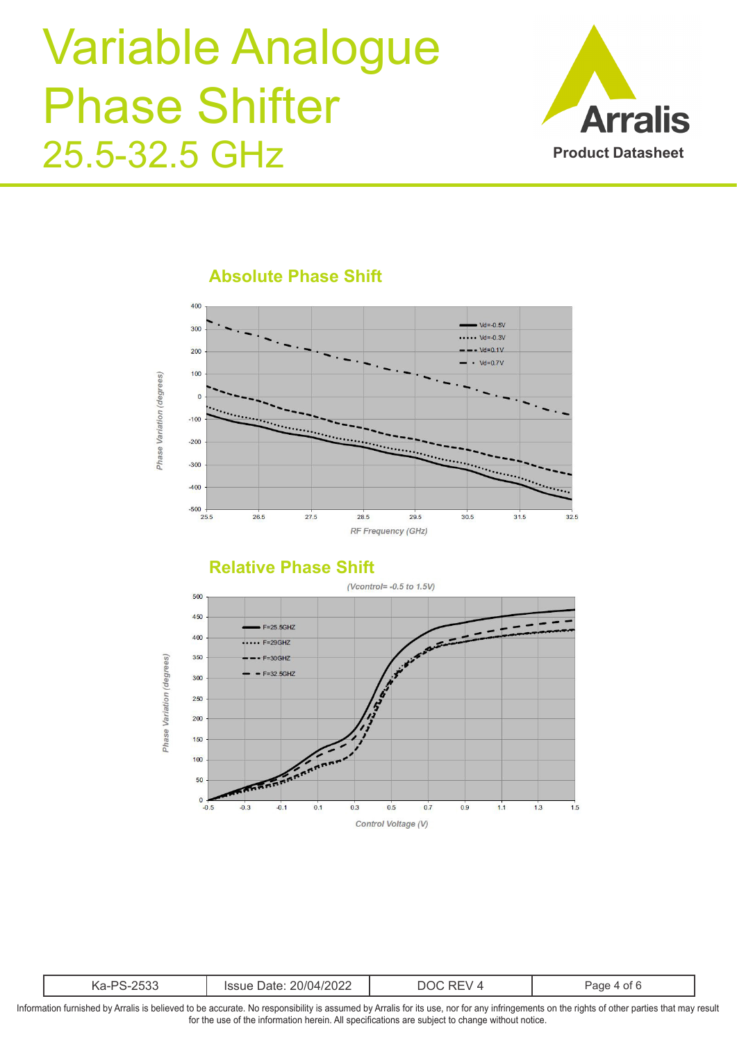## Absolute Phase Shift

## Relative Phase Shift

(Vcontrol= -0.5 to 1.5V)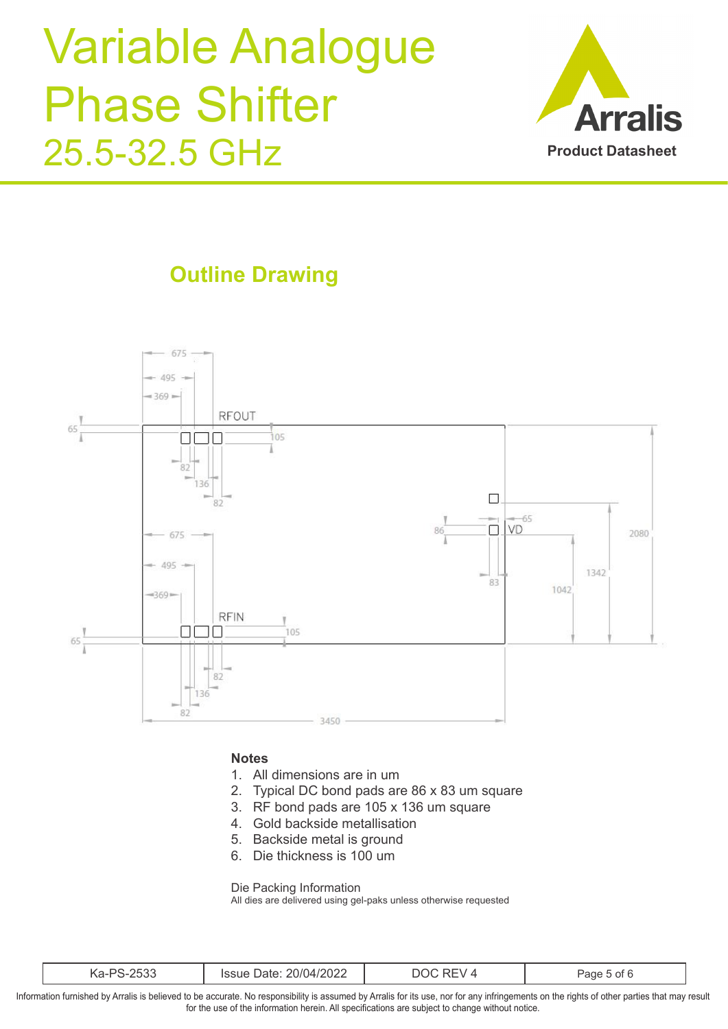## Outline Drawing

675
495
369
RFOUT
65
105
82
136
82
675
495
369
RFIN
65
105
82
136
82
3450
86
65
VD
83
1042
1342
2080

### Notes

1. All dimensions are in um
2. Typical DC bond pads are 86 x 83 um square
3. RF bond pads are 105 x 136 um square
4. Gold backside metallisation
5. Backside metal is ground
6. Die thickness is 100 um

Die Packing Information

All dies are delivered using gel-paks unless otherwise requested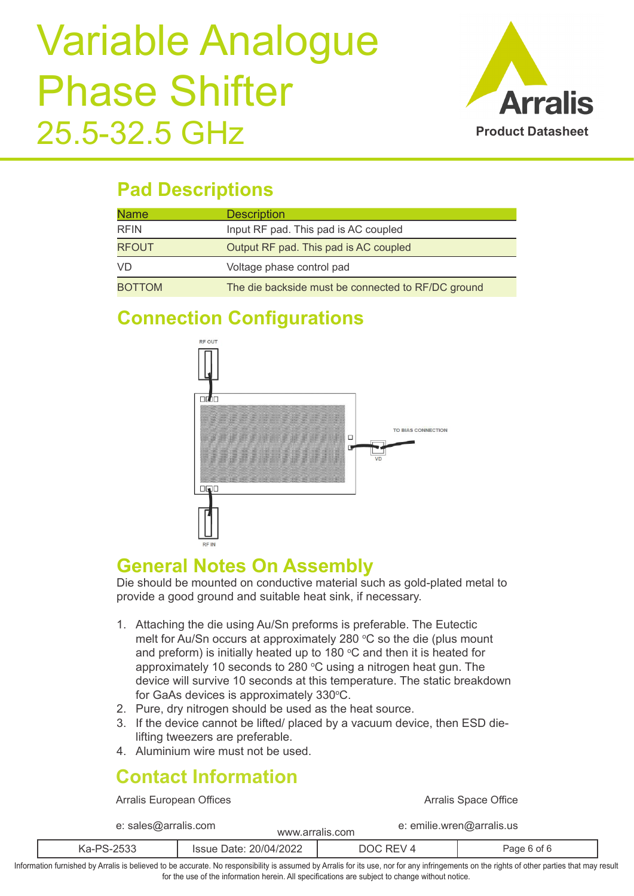## Pad Descriptions

| Name | Description |
|---|---|
| RFIN | Input RF pad. This pad is AC coupled |
| RFOUT | Output RF pad. This pad is AC coupled |
| VD | Voltage phase control pad |
| BOTTOM | The die backside must be connected to RF/DC ground |

## Connection Configurations

RF OUT

TO BIAS CONNECTION

VD

RF IN

## General Notes On Assembly

Die should be mounted on conductive material such as gold-plated metal to provide a good ground and suitable heat sink, if necessary.

1. Attaching the die using Au/Sn preforms is preferable. The Eutectic melt for Au/Sn occurs at approximately 280 °C so the die (plus mount and preform) is initially heated up to 180 °C and then it is heated for approximately 10 seconds to 280 °C using a nitrogen heat gun. The device will survive 10 seconds at this temperature. The static breakdown for GaAs devices is approximately 330°C.
2. Pure, dry nitrogen should be used as the heat source.
3. If the device cannot be lifted/ placed by a vacuum device, then ESD die-lifting tweezers are preferable.
4. Aluminium wire must not be used.

## Contact Information

Arralis European Offices

e: sales@arralis.com

Arralis Space Office

e: emilie.wren@arralis.us

www.arralis.com

| Ka-PS-2533 | Issue Date: 20/04/2022 | DOC REV 4 |
|---|---|---|

Information furnished by Arralis is believed to be accurate. No responsibility is assumed by Arralis for its use, nor for any infringements on the rights of other parties that may result for the use of the information herein. All specifications are subject to change without notice.